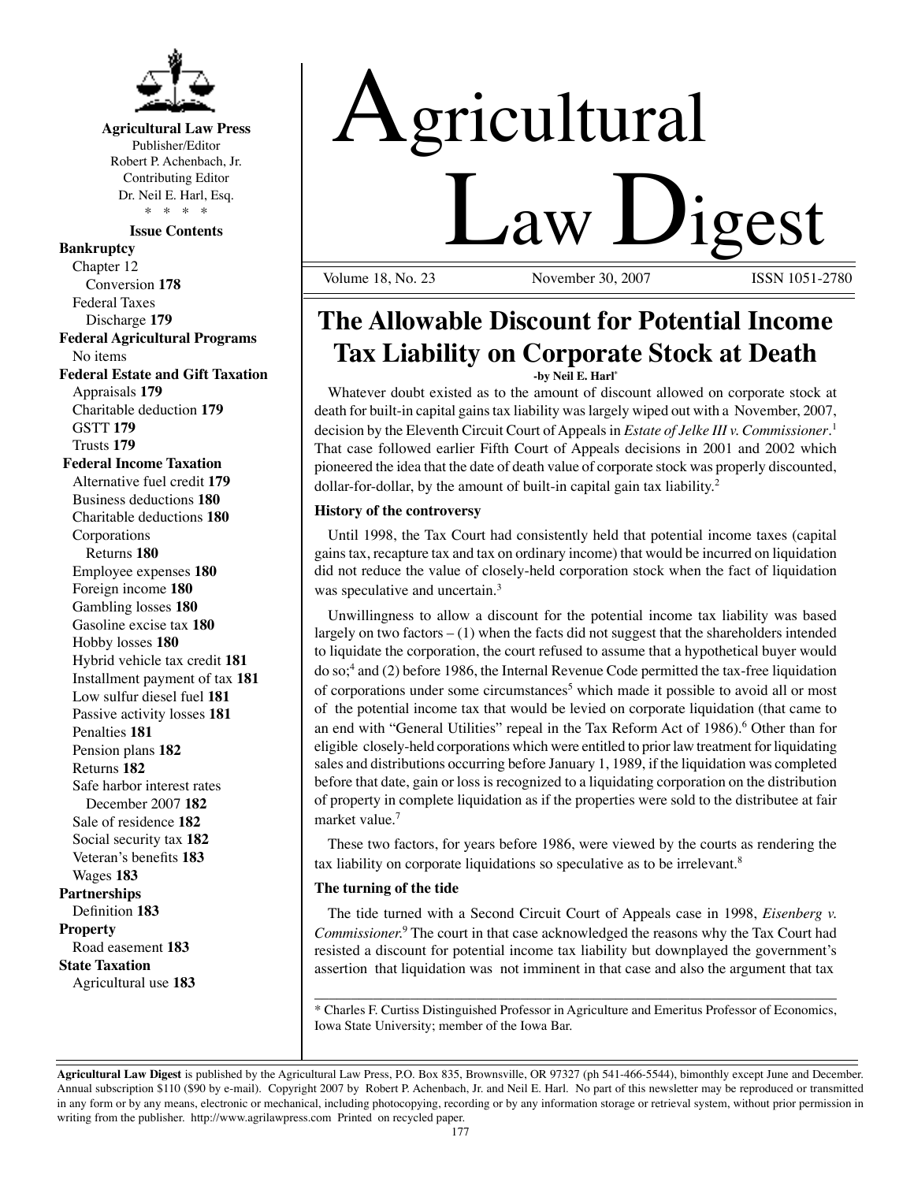**Agricultural Law Press**
Publisher/Editor
Robert P. Achenbach, Jr.
Contributing Editor
Dr. Neil E. Harl, Esq.
\* \* \* \*

**Issue Contents**

**Bankruptcy**
- Chapter 12
  - Conversion **178**
- Federal Taxes
  - Discharge **179**

**Federal Agricultural Programs**
- No items

**Federal Estate and Gift Taxation**
- Appraisals **179**
- Charitable deduction **179**
- GSTT **179**
- Trusts **179**

**Federal Income Taxation**
- Alternative fuel credit **179**
- Business deductions **180**
- Charitable deductions **180**
- Corporations
  - Returns **180**
- Employee expenses **180**
- Foreign income **180**
- Gambling losses **180**
- Gasoline excise tax **180**
- Hobby losses **180**
- Hybrid vehicle tax credit **181**
- Installment payment of tax **181**
- Low sulfur diesel fuel **181**
- Passive activity losses **181**
- Penalties **181**
- Pension plans **182**
- Returns **182**
- Safe harbor interest rates
  - December 2007 **182**
- Sale of residence **182**
- Social security tax **182**
- Veteran's benefits **183**
- Wages **183**

**Partnerships**
- Definition **183**

**Property**
- Road easement **183**

**State Taxation**
- Agricultural use **183**

# Agricultural Law Digest

Volume 18, No. 23 — November 30, 2007 — ISSN 1051-2780

## The Allowable Discount for Potential Income Tax Liability on Corporate Stock at Death

**-by Neil E. Harl\***

Whatever doubt existed as to the amount of discount allowed on corporate stock at death for built-in capital gains tax liability was largely wiped out with a November, 2007, decision by the Eleventh Circuit Court of Appeals in *Estate of Jelke III v. Commissioner*.[1] That case followed earlier Fifth Court of Appeals decisions in 2001 and 2002 which pioneered the idea that the date of death value of corporate stock was properly discounted, dollar-for-dollar, by the amount of built-in capital gain tax liability.[2]

### History of the controversy

Until 1998, the Tax Court had consistently held that potential income taxes (capital gains tax, recapture tax and tax on ordinary income) that would be incurred on liquidation did not reduce the value of closely-held corporation stock when the fact of liquidation was speculative and uncertain.[3]

Unwillingness to allow a discount for the potential income tax liability was based largely on two factors – (1) when the facts did not suggest that the shareholders intended to liquidate the corporation, the court refused to assume that a hypothetical buyer would do so;[4] and (2) before 1986, the Internal Revenue Code permitted the tax-free liquidation of corporations under some circumstances[5] which made it possible to avoid all or most of the potential income tax that would be levied on corporate liquidation (that came to an end with "General Utilities" repeal in the Tax Reform Act of 1986).[6] Other than for eligible closely-held corporations which were entitled to prior law treatment for liquidating sales and distributions occurring before January 1, 1989, if the liquidation was completed before that date, gain or loss is recognized to a liquidating corporation on the distribution of property in complete liquidation as if the properties were sold to the distributee at fair market value.[7]

These two factors, for years before 1986, were viewed by the courts as rendering the tax liability on corporate liquidations so speculative as to be irrelevant.[8]

### The turning of the tide

The tide turned with a Second Circuit Court of Appeals case in 1998, *Eisenberg v. Commissioner*.[9] The court in that case acknowledged the reasons why the Tax Court had resisted a discount for potential income tax liability but downplayed the government's assertion that liquidation was not imminent in that case and also the argument that tax

---

\* Charles F. Curtiss Distinguished Professor in Agriculture and Emeritus Professor of Economics, Iowa State University; member of the Iowa Bar.

---

**Agricultural Law Digest** is published by the Agricultural Law Press, P.O. Box 835, Brownsville, OR 97327 (ph 541-466-5544), bimonthly except June and December. Annual subscription $110 ($90 by e-mail). Copyright 2007 by Robert P. Achenbach, Jr. and Neil E. Harl. No part of this newsletter may be reproduced or transmitted in any form or by any means, electronic or mechanical, including photocopying, recording or by any information storage or retrieval system, without prior permission in writing from the publisher. http://www.agrilawpress.com Printed on recycled paper.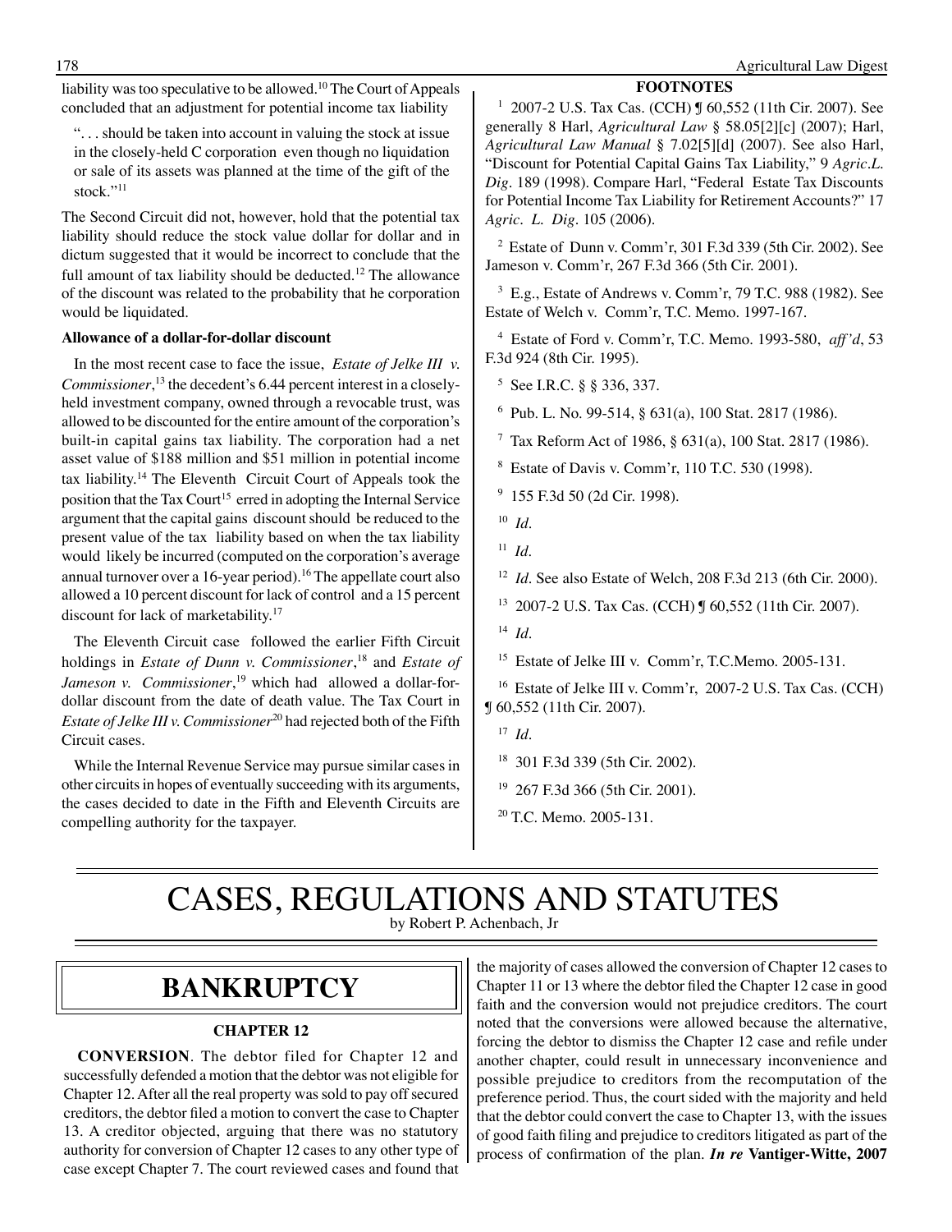liability was too speculative to be allowed.[10] The Court of Appeals concluded that an adjustment for potential income tax liability

> ". . . should be taken into account in valuing the stock at issue in the closely-held C corporation even though no liquidation or sale of its assets was planned at the time of the gift of the stock."[11]

The Second Circuit did not, however, hold that the potential tax liability should reduce the stock value dollar for dollar and in dictum suggested that it would be incorrect to conclude that the full amount of tax liability should be deducted.[12] The allowance of the discount was related to the probability that he corporation would be liquidated.

**Allowance of a dollar-for-dollar discount**

In the most recent case to face the issue, *Estate of Jelke III v. Commissioner*,[13] the decedent's 6.44 percent interest in a closely-held investment company, owned through a revocable trust, was allowed to be discounted for the entire amount of the corporation's built-in capital gains tax liability. The corporation had a net asset value of $188 million and $51 million in potential income tax liability.[14] The Eleventh Circuit Court of Appeals took the position that the Tax Court[15] erred in adopting the Internal Service argument that the capital gains discount should be reduced to the present value of the tax liability based on when the tax liability would likely be incurred (computed on the corporation's average annual turnover over a 16-year period).[16] The appellate court also allowed a 10 percent discount for lack of control and a 15 percent discount for lack of marketability.[17]

The Eleventh Circuit case followed the earlier Fifth Circuit holdings in *Estate of Dunn v. Commissioner*,[18] and *Estate of Jameson v. Commissioner*,[19] which had allowed a dollar-for-dollar discount from the date of death value. The Tax Court in *Estate of Jelke III v. Commissioner*[20] had rejected both of the Fifth Circuit cases.

While the Internal Revenue Service may pursue similar cases in other circuits in hopes of eventually succeeding with its arguments, the cases decided to date in the Fifth and Eleventh Circuits are compelling authority for the taxpayer.

**FOOTNOTES**

[1] 2007-2 U.S. Tax Cas. (CCH) ¶ 60,552 (11th Cir. 2007). See generally 8 Harl, *Agricultural Law* § 58.05[2][c] (2007); Harl, *Agricultural Law Manual* § 7.02[5][d] (2007). See also Harl, "Discount for Potential Capital Gains Tax Liability," 9 *Agric.L. Dig*. 189 (1998). Compare Harl, "Federal Estate Tax Discounts for Potential Income Tax Liability for Retirement Accounts?" 17 *Agric. L. Dig*. 105 (2006).

[2] Estate of Dunn v. Comm'r, 301 F.3d 339 (5th Cir. 2002). See Jameson v. Comm'r, 267 F.3d 366 (5th Cir. 2001).

[3] E.g., Estate of Andrews v. Comm'r, 79 T.C. 988 (1982). See Estate of Welch v. Comm'r, T.C. Memo. 1997-167.

[4] Estate of Ford v. Comm'r, T.C. Memo. 1993-580, *aff'd*, 53 F.3d 924 (8th Cir. 1995).

[5] See I.R.C. § § 336, 337.

[6] Pub. L. No. 99-514, § 631(a), 100 Stat. 2817 (1986).

[7] Tax Reform Act of 1986, § 631(a), 100 Stat. 2817 (1986).

[8] Estate of Davis v. Comm'r, 110 T.C. 530 (1998).

[9] 155 F.3d 50 (2d Cir. 1998).

[10] *Id*.

[11] *Id*.

[12] *Id*. See also Estate of Welch, 208 F.3d 213 (6th Cir. 2000).

[13] 2007-2 U.S. Tax Cas. (CCH) ¶ 60,552 (11th Cir. 2007).

[14] *Id*.

[15] Estate of Jelke III v. Comm'r, T.C.Memo. 2005-131.

[16] Estate of Jelke III v. Comm'r, 2007-2 U.S. Tax Cas. (CCH) ¶ 60,552 (11th Cir. 2007).

[17] *Id*.

[18] 301 F.3d 339 (5th Cir. 2002).

[19] 267 F.3d 366 (5th Cir. 2001).

[20] T.C. Memo. 2005-131.

# CASES, REGULATIONS AND STATUTES

by Robert P. Achenbach, Jr

## BANKRUPTCY

### CHAPTER 12

**CONVERSION**. The debtor filed for Chapter 12 and successfully defended a motion that the debtor was not eligible for Chapter 12. After all the real property was sold to pay off secured creditors, the debtor filed a motion to convert the case to Chapter 13. A creditor objected, arguing that there was no statutory authority for conversion of Chapter 12 cases to any other type of case except Chapter 7. The court reviewed cases and found that the majority of cases allowed the conversion of Chapter 12 cases to Chapter 11 or 13 where the debtor filed the Chapter 12 case in good faith and the conversion would not prejudice creditors. The court noted that the conversions were allowed because the alternative, forcing the debtor to dismiss the Chapter 12 case and refile under another chapter, could result in unnecessary inconvenience and possible prejudice to creditors from the recomputation of the preference period. Thus, the court sided with the majority and held that the debtor could convert the case to Chapter 13, with the issues of good faith filing and prejudice to creditors litigated as part of the process of confirmation of the plan. ***In re* Vantiger-Witte, 2007**